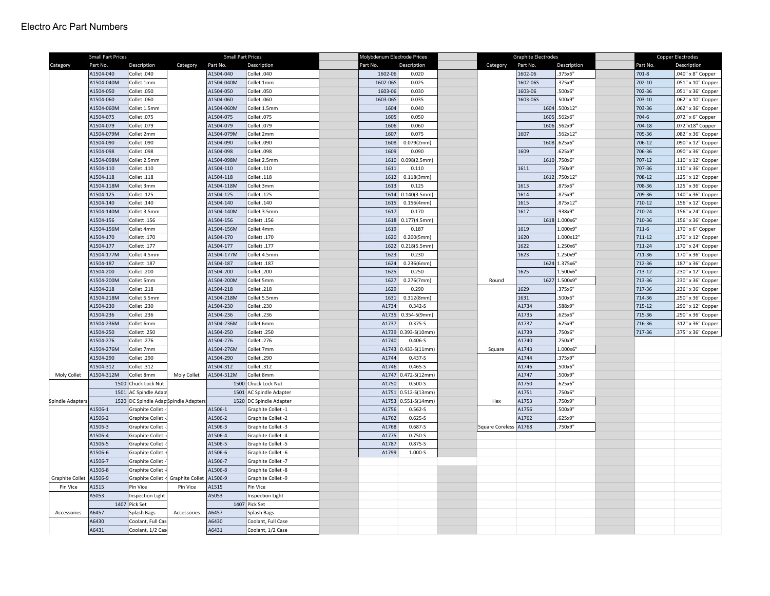# Electro Arc Part Numbers

## Small Part Prices

| Category | Part No. | Description |
|---|---|---|
| | A1504-040 | Collet .040 |
| | A1504-040M | Collet 1mm |
| | A1504-050 | Collet .050 |
| | A1504-060 | Collet .060 |
| | A1504-060M | Collet 1.5mm |
| | A1504-075 | Collet .075 |
| | A1504-079 | Collet .079 |
| | A1504-079M | Collet 2mm |
| | A1504-090 | Collet .090 |
| | A1504-098 | Collet .098 |
| | A1504-098M | Collet 2.5mm |
| | A1504-110 | Collet .110 |
| | A1504-118 | Collet .118 |
| | A1504-118M | Collet 3mm |
| | A1504-125 | Collet .125 |
| | A1504-140 | Collet .140 |
| | A1504-140M | Collet 3.5mm |
| | A1504-156 | Collett .156 |
| | A1504-156M | Collet 4mm |
| | A1504-170 | Collett .170 |
| | A1504-177 | Collett .177 |
| | A1504-177M | Collet 4.5mm |
| | A1504-187 | Collett .187 |
| | A1504-200 | Collet .200 |
| | A1504-200M | Collet 5mm |
| | A1504-218 | Collet .218 |
| | A1504-218M | Collet 5.5mm |
| | A1504-230 | Collet .230 |
| | A1504-236 | Collet .236 |
| | A1504-236M | Collet 6mm |
| | A1504-250 | Collett .250 |
| | A1504-276 | Collet .276 |
| | A1504-276M | Collet 7mm |
| | A1504-290 | Collet .290 |
| | A1504-312 | Collet .312 |
| Moly Collet | A1504-312M | Collet 8mm |
| | 1500 | Chuck Lock Nut |
| | 1501 | AC Spindle Adap |
| Spindle Adapters | 1520 | DC Spindle Adap |
| | A1506-1 | Graphite Collet - |
| | A1506-2 | Graphite Collet - |
| | A1506-3 | Graphite Collet - |
| | A1506-4 | Graphite Collet - |
| | A1506-5 | Graphite Collet - |
| | A1506-6 | Graphite Collet - |
| | A1506-7 | Graphite Collet - |
| | A1506-8 | Graphite Collet - |
| Graphite Collet | A1506-9 | Graphite Collet - |
| Pin Vice | A1515 | Pin Vice |
| | A5053 | Inspection Light |
| | 1407 | Pick Set |
| Accessories | A6457 | Splash Bags |
| | A6430 | Coolant, Full Cas |
| | A6431 | Coolant, 1/2 Cas |

## Small Part Prices

| Category | Part No. | Description |
|---|---|---|
| | A1504-040 | Collet .040 |
| | A1504-040M | Collet 1mm |
| | A1504-050 | Collet .050 |
| | A1504-060 | Collet .060 |
| | A1504-060M | Collet 1.5mm |
| | A1504-075 | Collet .075 |
| | A1504-079 | Collet .079 |
| | A1504-079M | Collet 2mm |
| | A1504-090 | Collet .090 |
| | A1504-098 | Collet .098 |
| | A1504-098M | Collet 2.5mm |
| | A1504-110 | Collet .110 |
| | A1504-118 | Collet .118 |
| | A1504-118M | Collet 3mm |
| | A1504-125 | Collet .125 |
| | A1504-140 | Collet .140 |
| | A1504-140M | Collet 3.5mm |
| | A1504-156 | Collett .156 |
| | A1504-156M | Collet 4mm |
| | A1504-170 | Collett .170 |
| | A1504-177 | Collett .177 |
| | A1504-177M | Collet 4.5mm |
| | A1504-187 | Collett .187 |
| | A1504-200 | Collet .200 |
| | A1504-200M | Collet 5mm |
| | A1504-218 | Collet .218 |
| | A1504-218M | Collet 5.5mm |
| | A1504-230 | Collet .230 |
| | A1504-236 | Collet .236 |
| | A1504-236M | Collet 6mm |
| | A1504-250 | Collett .250 |
| | A1504-276 | Collet .276 |
| | A1504-276M | Collet 7mm |
| | A1504-290 | Collet .290 |
| | A1504-312 | Collet .312 |
| Moly Collet | A1504-312M | Collet 8mm |
| | 1500 | Chuck Lock Nut |
| | 1501 | AC Spindle Adapter |
| Spindle Adapters | 1520 | DC Spindle Adapter |
| | A1506-1 | Graphite Collet -1 |
| | A1506-2 | Graphite Collet -2 |
| | A1506-3 | Graphite Collet -3 |
| | A1506-4 | Graphite Collet -4 |
| | A1506-5 | Graphite Collet -5 |
| | A1506-6 | Graphite Collet -6 |
| | A1506-7 | Graphite Collet -7 |
| | A1506-8 | Graphite Collet -8 |
| Graphite Collet | A1506-9 | Graphite Collet -9 |
| Pin Vice | A1515 | Pin Vice |
| | A5053 | Inspection Light |
| | 1407 | Pick Set |
| Accessories | A6457 | Splash Bags |
| | A6430 | Coolant, Full Case |
| | A6431 | Coolant, 1/2 Case |

## Molybdenum Electrode Prices

| Part No. | Description |
|---|---|
| 1602-06 | 0.020 |
| 1602-06S | 0.025 |
| 1603-06 | 0.030 |
| 1603-06S | 0.035 |
| 1604 | 0.040 |
| 1605 | 0.050 |
| 1606 | 0.060 |
| 1607 | 0.075 |
| 1608 | 0.079(2mm) |
| 1609 | 0.090 |
| 1610 | 0.098(2.5mm) |
| 1611 | 0.110 |
| 1612 | 0.118(3mm) |
| 1613 | 0.125 |
| 1614 | 0.140(3.5mm) |
| 1615 | 0.156(4mm) |
| 1617 | 0.170 |
| 1618 | 0.177(4.5mm) |
| 1619 | 0.187 |
| 1620 | 0.200(5mm) |
| 1622 | 0.218(5.5mm) |
| 1623 | 0.230 |
| 1624 | 0.236(6mm) |
| 1625 | 0.250 |
| 1627 | 0.276(7mm) |
| 1629 | 0.290 |
| 1631 | 0.312(8mm) |
| A1734 | 0.342-S |
| A1735 | 0.354-S(9mm) |
| A1737 | 0.375-S |
| A1739 | 0.393-S(10mm) |
| A1740 | 0.406-S |
| A1743 | 0.433-S(11mm) |
| A1744 | 0.437-S |
| A1746 | 0.465-S |
| A1747 | 0.472-S(12mm) |
| A1750 | 0.500-S |
| A1751 | 0.512-S(13mm) |
| A1753 | 0.551-S(14mm) |
| A1756 | 0.562-S |
| A1762 | 0.625-S |
| A1768 | 0.687-S |
| A1775 | 0.750-S |
| A1787 | 0.875-S |
| A1799 | 1.000-S |

## Graphite Electrodes

| Category | Part No. | Description |
|---|---|---|
| | 1602-06 | .375x6" |
| | 1602-06S | .375x9" |
| | 1603-06 | .500x6" |
| | 1603-06S | .500x9" |
| | 1604 | .500x12" |
| | 1605 | .562x6" |
| | 1606 | .562x9" |
| | 1607 | .562x12" |
| | 1608 | .625x6" |
| | 1609 | .625x9" |
| | 1610 | .750x6" |
| | 1611 | .750x9" |
| | 1612 | .750x12" |
| | 1613 | .875x6" |
| | 1614 | .875x9" |
| | 1615 | .875x12" |
| | 1617 | .938x9" |
| | 1618 | 1.000x6" |
| | 1619 | 1.000x9" |
| | 1620 | 1.000x12" |
| | 1622 | 1.250x6" |
| | 1623 | 1.250x9" |
| | 1624 | 1.375x6" |
| | 1625 | 1.500x6" |
| Round | 1627 | 1.500x9" |
| | 1629 | .375x6" |
| | 1631 | .500x6" |
| | A1734 | .588x9" |
| | A1735 | .625x6" |
| | A1737 | .625x9" |
| | A1739 | .750x6" |
| | A1740 | .750x9" |
| Square | A1743 | 1.000x6" |
| | A1744 | .375x9" |
| | A1746 | .500x6" |
| | A1747 | .500x9" |
| | A1750 | .625x6" |
| | A1751 | .750x6" |
| Hex | A1753 | .750x9" |
| | A1756 | .500x9" |
| | A1762 | .625x9" |
| Square Coreless | A1768 | .750x9" |

## Copper Electrodes

| Part No. | Description |
|---|---|
| 701-8 | .040" x 8" Copper |
| 702-10 | .051" x 10" Copper |
| 702-36 | .051" x 36" Copper |
| 703-10 | .062" x 10" Copper |
| 703-36 | .062" x 36" Copper |
| 704-6 | .072" x 6" Copper |
| 704-18 | .072"x18" Copper |
| 705-36 | .082" x 36" Copper |
| 706-12 | .090" x 12" Copper |
| 706-36 | .090" x 36" Copper |
| 707-12 | .110" x 12" Copper |
| 707-36 | .110" x 36" Copper |
| 708-12 | .125" x 12" Copper |
| 708-36 | .125" x 36" Copper |
| 709-36 | .140" x 36" Copper |
| 710-12 | .156" x 12" Copper |
| 710-24 | .156" x 24" Copper |
| 710-36 | .156" x 36" Copper |
| 711-6 | .170" x 6" Copper |
| 711-12 | .170" x 12" Copper |
| 711-24 | .170" x 24" Copper |
| 711-36 | .170" x 36" Copper |
| 712-36 | .187" x 36" Copper |
| 713-12 | .230" x 12" Copper |
| 713-36 | .230" x 36" Copper |
| 717-36 | .236" x 36" Copper |
| 714-36 | .250" x 36" Copper |
| 715-12 | .290" x 12" Copper |
| 715-36 | .290" x 36" Copper |
| 716-36 | .312" x 36" Copper |
| 717-36 | .375" x 36" Copper |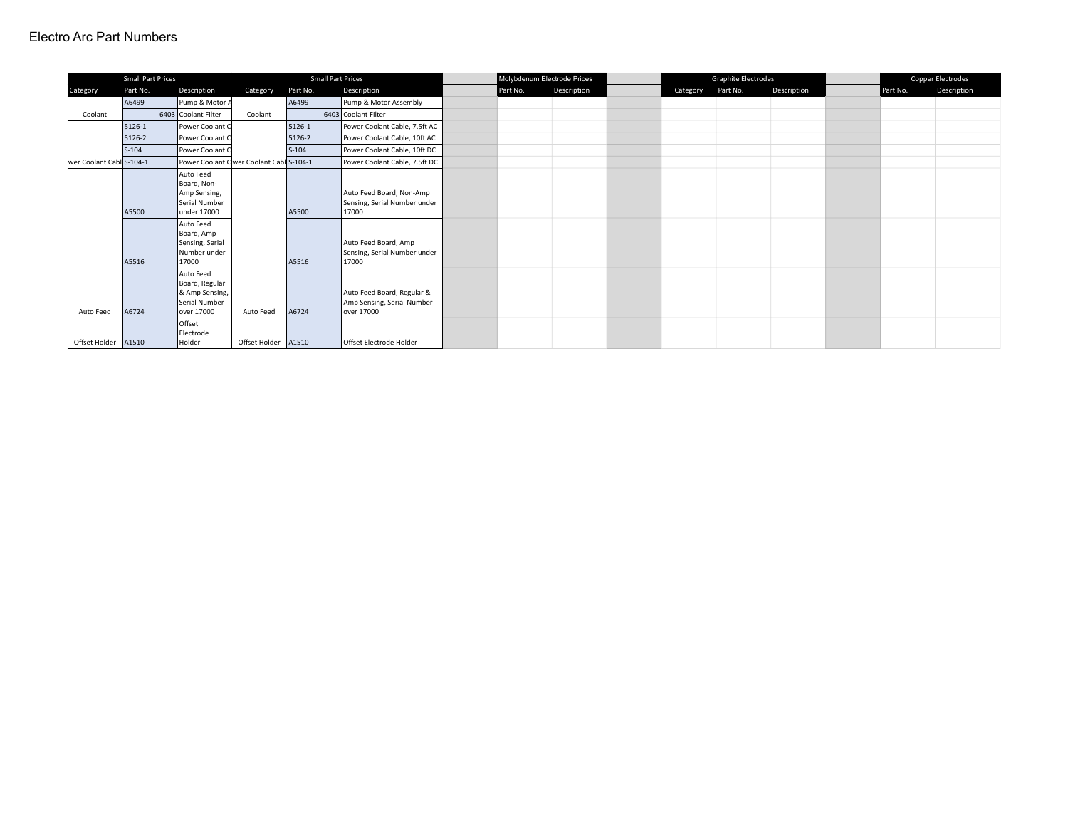# Electro Arc Part Numbers

| Small Part Prices | | | Small Part Prices | | | | Molybdenum Electrode Prices | | | Graphite Electrodes | | | | Copper Electrodes | |
|---|---|---|---|---|---|---|---|---|---|---|---|---|---|---|---|
| Category | Part No. | Description | Category | Part No. | Description | | Part No. | Description | | Category | Part No. | Description | | Part No. | Description |
| | A6499 | Pump & Motor A | | A6499 | Pump & Motor Assembly | | | | | | | | | | |
| Coolant | 6403 | Coolant Filter | Coolant | 6403 | Coolant Filter | | | | | | | | | | |
| | 5126-1 | Power Coolant C | | 5126-1 | Power Coolant Cable, 7.5ft AC | | | | | | | | | | |
| | 5126-2 | Power Coolant C | | 5126-2 | Power Coolant Cable, 10ft AC | | | | | | | | | | |
| | S-104 | Power Coolant C | | S-104 | Power Coolant Cable, 10ft DC | | | | | | | | | | |
| wer Coolant Cabl | S-104-1 | Power Coolant C | wer Coolant Cabl | S-104-1 | Power Coolant Cable, 7.5ft DC | | | | | | | | | | |
| | A5500 | Auto Feed Board, Non-Amp Sensing, Serial Number under 17000 | | A5500 | Auto Feed Board, Non-Amp Sensing, Serial Number under 17000 | | | | | | | | | | |
| | A5516 | Auto Feed Board, Amp Sensing, Serial Number under 17000 | | A5516 | Auto Feed Board, Amp Sensing, Serial Number under 17000 | | | | | | | | | | |
| Auto Feed | A6724 | Auto Feed Board, Regular & Amp Sensing, Serial Number over 17000 | Auto Feed | A6724 | Auto Feed Board, Regular & Amp Sensing, Serial Number over 17000 | | | | | | | | | | |
| Offset Holder | A1510 | Offset Electrode Holder | Offset Holder | A1510 | Offset Electrode Holder | | | | | | | | | | |